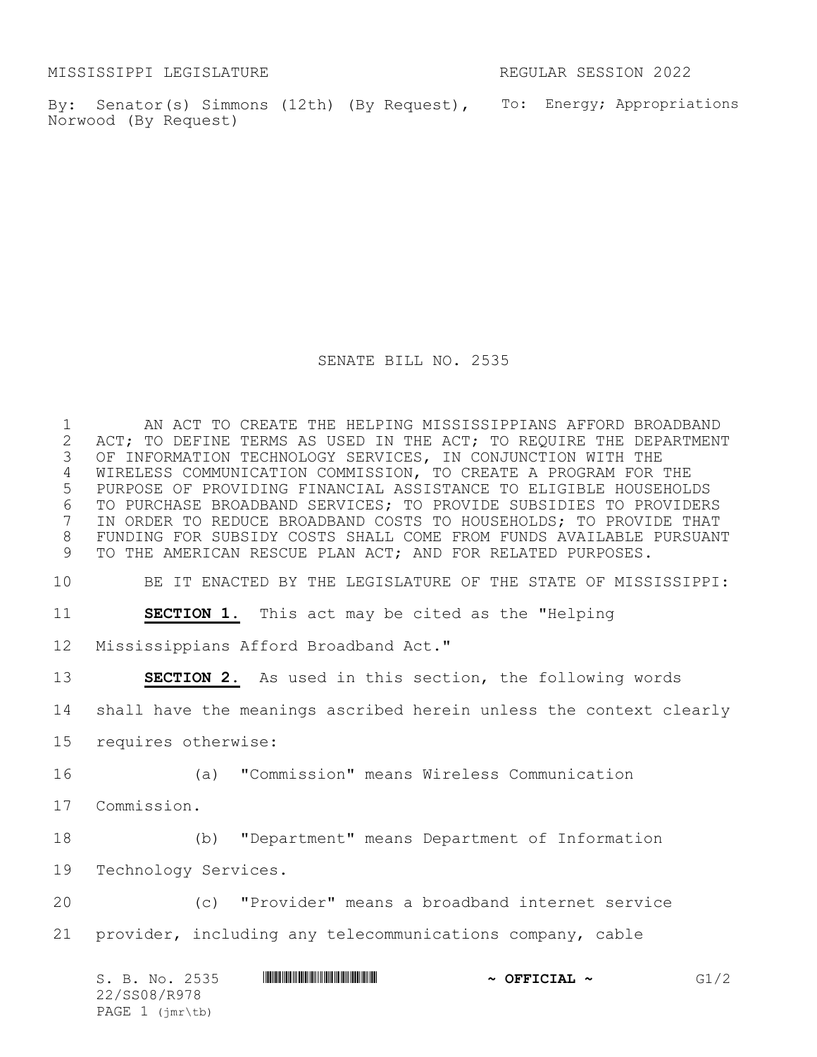MISSISSIPPI LEGISLATURE REGULAR SESSION 2022

By: Senator(s) Simmons (12th) (By Request), Norwood (By Request)

To: Energy; Appropriations

# SENATE BILL NO. 2535

AN ACT TO CREATE THE HELPING MISSISSIPPIANS AFFORD BROADBAND ACT; TO DEFINE TERMS AS USED IN THE ACT; TO REQUIRE THE DEPARTMENT OF INFORMATION TECHNOLOGY SERVICES, IN CONJUNCTION WITH THE WIRELESS COMMUNICATION COMMISSION, TO CREATE A PROGRAM FOR THE PURPOSE OF PROVIDING FINANCIAL ASSISTANCE TO ELIGIBLE HOUSEHOLDS TO PURCHASE BROADBAND SERVICES; TO PROVIDE SUBSIDIES TO PROVIDERS IN ORDER TO REDUCE BROADBAND COSTS TO HOUSEHOLDS; TO PROVIDE THAT FUNDING FOR SUBSIDY COSTS SHALL COME FROM FUNDS AVAILABLE PURSUANT TO THE AMERICAN RESCUE PLAN ACT; AND FOR RELATED PURPOSES.

BE IT ENACTED BY THE LEGISLATURE OF THE STATE OF MISSISSIPPI:

**SECTION 1.** This act may be cited as the "Helping Mississippians Afford Broadband Act."

**SECTION 2.** As used in this section, the following words shall have the meanings ascribed herein unless the context clearly requires otherwise:

(a) "Commission" means Wireless Communication Commission.

(b) "Department" means Department of Information Technology Services.

(c) "Provider" means a broadband internet service provider, including any telecommunications company, cable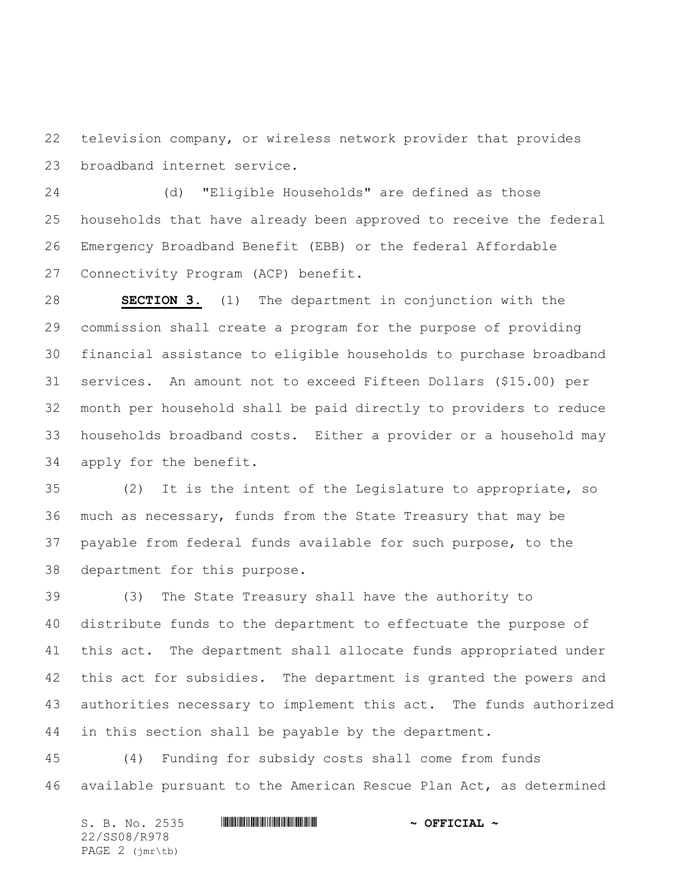television company, or wireless network provider that provides broadband internet service.

(d) "Eligible Households" are defined as those households that have already been approved to receive the federal Emergency Broadband Benefit (EBB) or the federal Affordable Connectivity Program (ACP) benefit.

**SECTION 3.** (1) The department in conjunction with the commission shall create a program for the purpose of providing financial assistance to eligible households to purchase broadband services. An amount not to exceed Fifteen Dollars ($15.00) per month per household shall be paid directly to providers to reduce households broadband costs. Either a provider or a household may apply for the benefit.

(2) It is the intent of the Legislature to appropriate, so much as necessary, funds from the State Treasury that may be payable from federal funds available for such purpose, to the department for this purpose.

(3) The State Treasury shall have the authority to distribute funds to the department to effectuate the purpose of this act. The department shall allocate funds appropriated under this act for subsidies. The department is granted the powers and authorities necessary to implement this act. The funds authorized in this section shall be payable by the department.

(4) Funding for subsidy costs shall come from funds available pursuant to the American Rescue Plan Act, as determined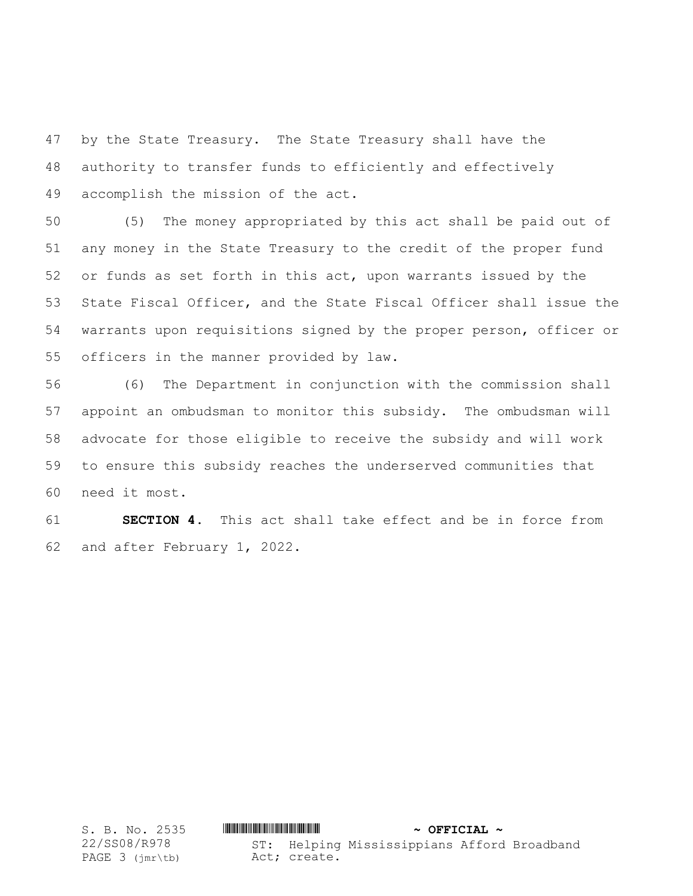by the State Treasury. The State Treasury shall have the authority to transfer funds to efficiently and effectively accomplish the mission of the act.

(5) The money appropriated by this act shall be paid out of any money in the State Treasury to the credit of the proper fund or funds as set forth in this act, upon warrants issued by the State Fiscal Officer, and the State Fiscal Officer shall issue the warrants upon requisitions signed by the proper person, officer or officers in the manner provided by law.

(6) The Department in conjunction with the commission shall appoint an ombudsman to monitor this subsidy. The ombudsman will advocate for those eligible to receive the subsidy and will work to ensure this subsidy reaches the underserved communities that need it most.

**SECTION 4.** This act shall take effect and be in force from and after February 1, 2022.